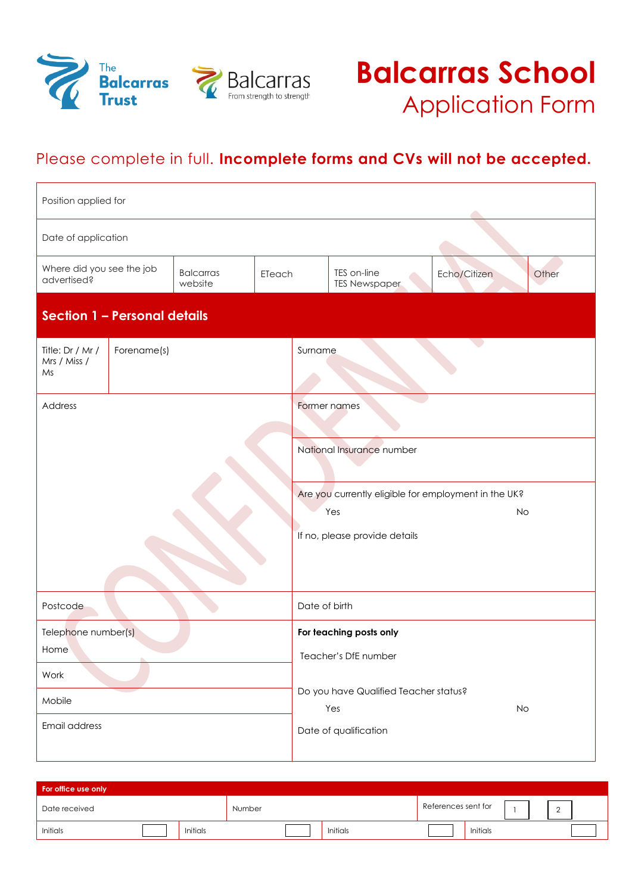The Balcarras Trust

Balcarras
From strength to strength

# Balcarras School
## Application Form

Please complete in full. **Incomplete forms and CVs will not be accepted.**

| Position applied for | | | | | |
|---|---|---|---|---|---|
| Date of application | | | | | |
| Where did you see the job advertised? | Balcarras website | ETeach | TES on-line<br>TES Newspaper | Echo/Citizen | Other |

## Section 1 – Personal details

| Title: Dr / Mr / Mrs / Miss / Ms | Forename(s) | Surname |
|---|---|---|
| Address | | Former names |
| | | National Insurance number |
| | | Are you currently eligible for employment in the UK?<br>Yes No<br>If no, please provide details |
| Postcode | | Date of birth |
| Telephone number(s)<br>Home | | **For teaching posts only**<br>Teacher's DfE number |
| Work | | Do you have Qualified Teacher status?<br>Yes No |
| Mobile | | |
| Email address | | Date of qualification |

CONFIDENTIAL

| **For office use only** | | | | | | | |
|---|---|---|---|---|---|---|---|
| Date received | | Number | | References sent for | 1 | 2 | |
| Initials | | Initials | | Initials | | Initials | |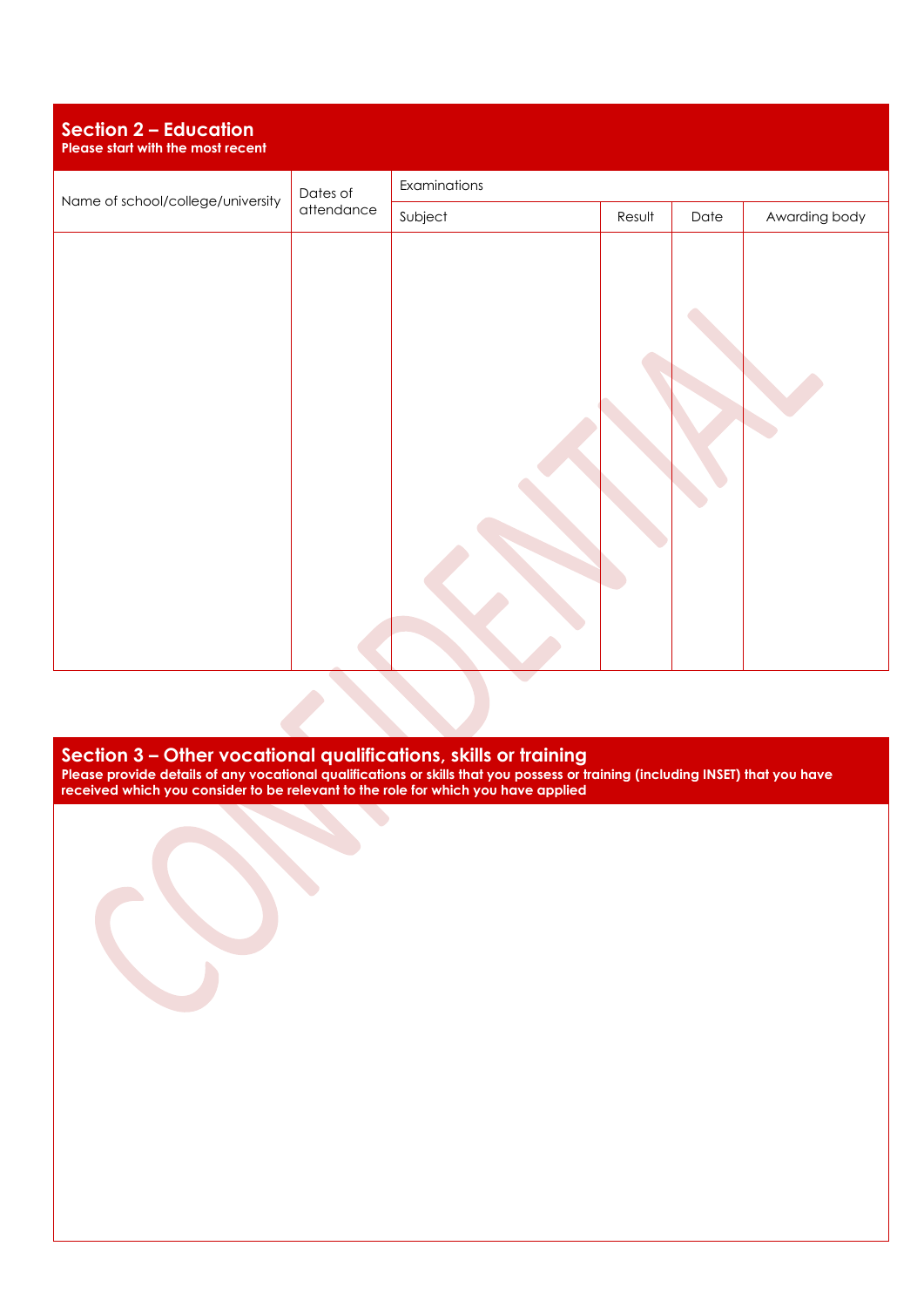## Section 2 – Education

**Please start with the most recent**

| Name of school/college/university | Dates of attendance | Examinations | | | |
|---|---|---|---|---|---|
| | | Subject | Result | Date | Awarding body |
| | | | | | |

## Section 3 – Other vocational qualifications, skills or training

**Please provide details of any vocational qualifications or skills that you possess or training (including INSET) that you have received which you consider to be relevant to the role for which you have applied**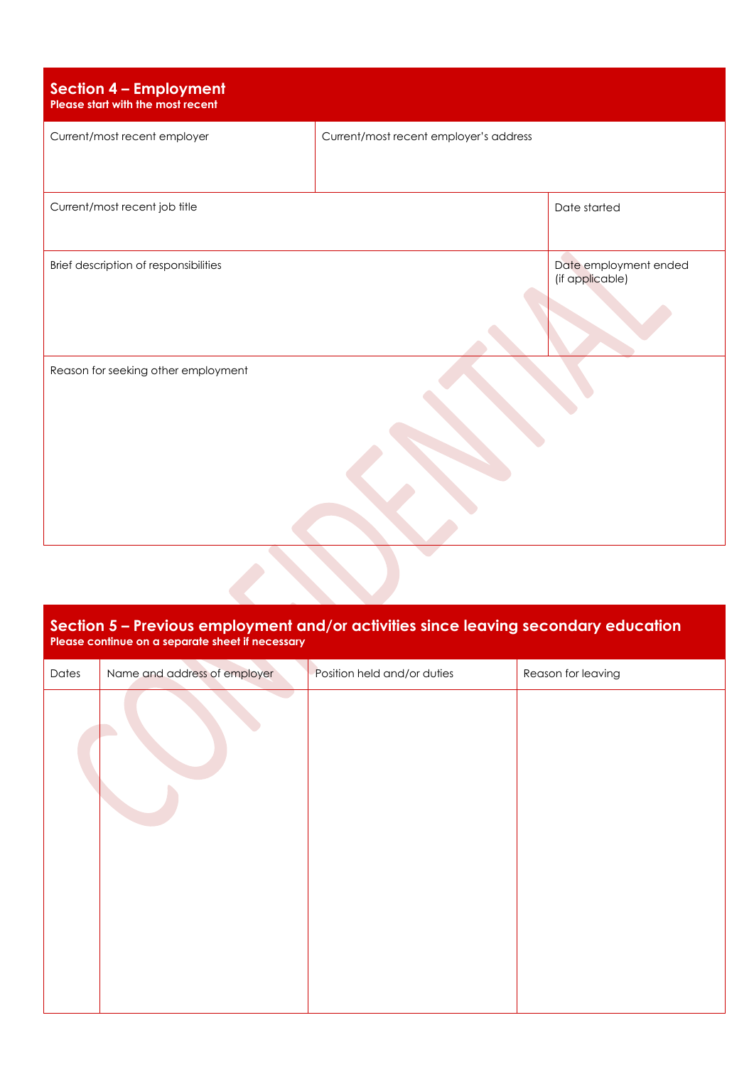## Section 4 – Employment

**Please start with the most recent**

| Current/most recent employer | Current/most recent employer's address | |
|---|---|---|
| Current/most recent job title | | Date started |
| Brief description of responsibilities | | Date employment ended (if applicable) |
| Reason for seeking other employment | | |

CONFIDENTIAL

## Section 5 – Previous employment and/or activities since leaving secondary education

**Please continue on a separate sheet if necessary**

| Dates | Name and address of employer | Position held and/or duties | Reason for leaving |
|---|---|---|---|
| | | | |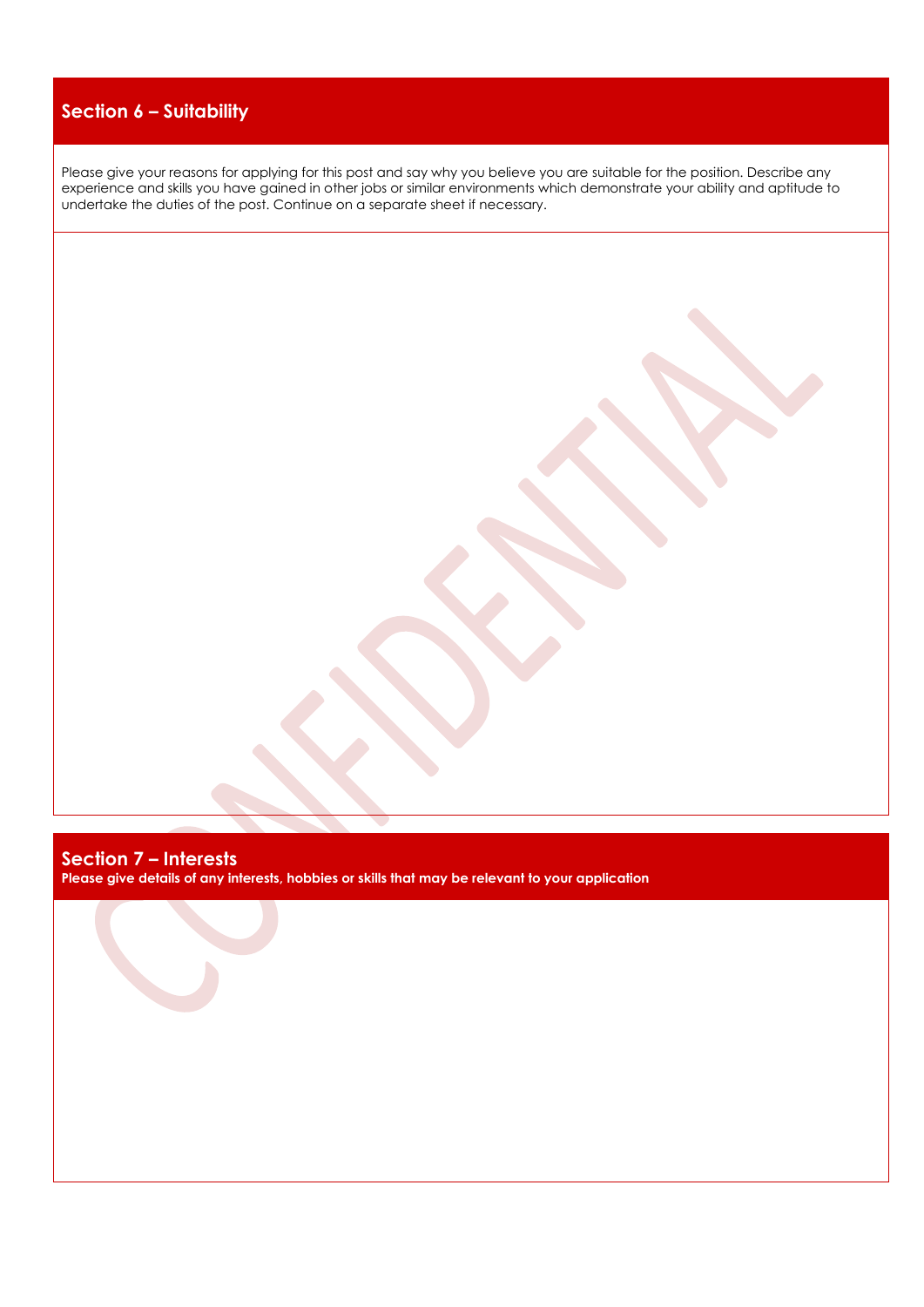## Section 6 – Suitability

Please give your reasons for applying for this post and say why you believe you are suitable for the position. Describe any experience and skills you have gained in other jobs or similar environments which demonstrate your ability and aptitude to undertake the duties of the post. Continue on a separate sheet if necessary.

CONFIDENTIAL

## Section 7 – Interests

**Please give details of any interests, hobbies or skills that may be relevant to your application**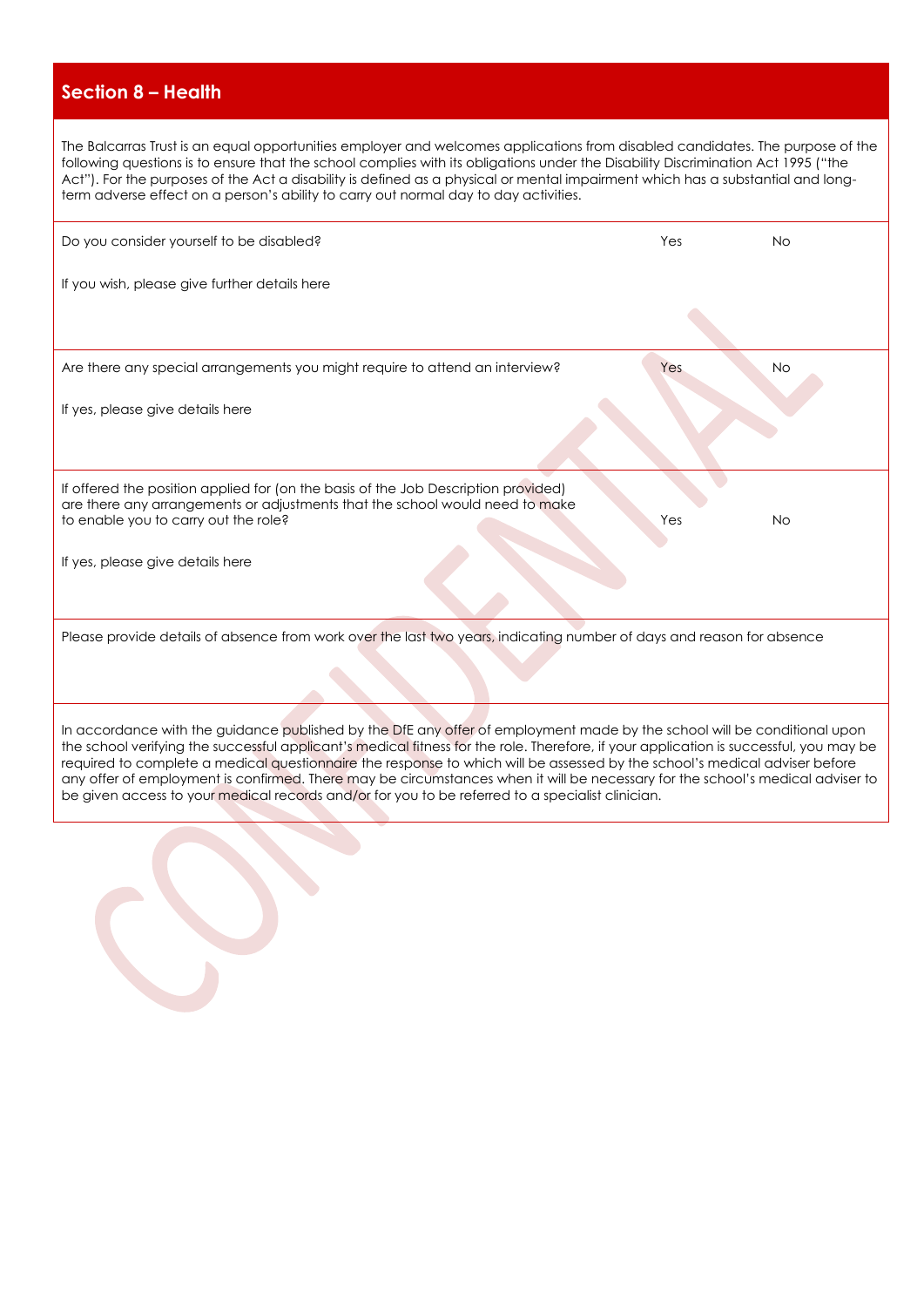## Section 8 – Health

The Balcarras Trust is an equal opportunities employer and welcomes applications from disabled candidates. The purpose of the following questions is to ensure that the school complies with its obligations under the Disability Discrimination Act 1995 ("the Act"). For the purposes of the Act a disability is defined as a physical or mental impairment which has a substantial and long-term adverse effect on a person's ability to carry out normal day to day activities.

Do you consider yourself to be disabled? Yes No

If you wish, please give further details here

Are there any special arrangements you might require to attend an interview? Yes No

If yes, please give details here

If offered the position applied for (on the basis of the Job Description provided) are there any arrangements or adjustments that the school would need to make to enable you to carry out the role? Yes No

If yes, please give details here

Please provide details of absence from work over the last two years, indicating number of days and reason for absence

In accordance with the guidance published by the DfE any offer of employment made by the school will be conditional upon the school verifying the successful applicant's medical fitness for the role. Therefore, if your application is successful, you may be required to complete a medical questionnaire the response to which will be assessed by the school's medical adviser before any offer of employment is confirmed. There may be circumstances when it will be necessary for the school's medical adviser to be given access to your medical records and/or for you to be referred to a specialist clinician.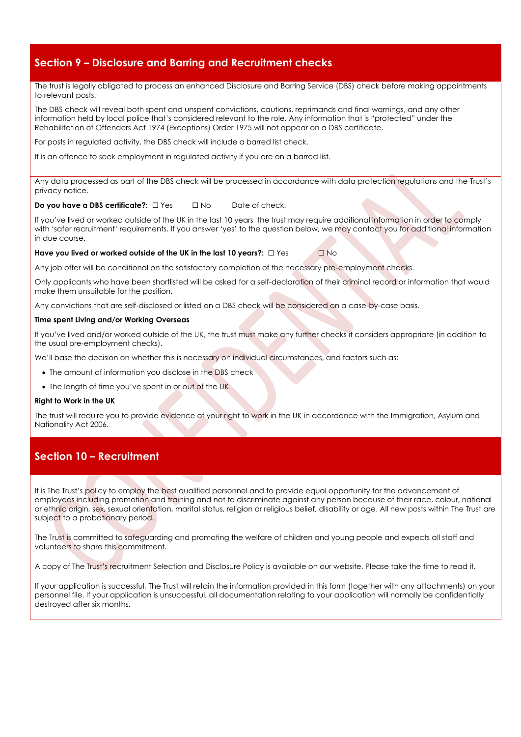## Section 9 – Disclosure and Barring and Recruitment checks

The trust is legally obligated to process an enhanced Disclosure and Barring Service (DBS) check before making appointments to relevant posts.

The DBS check will reveal both spent and unspent convictions, cautions, reprimands and final warnings, and any other information held by local police that's considered relevant to the role. Any information that is "protected" under the Rehabilitation of Offenders Act 1974 (Exceptions) Order 1975 will not appear on a DBS certificate.

For posts in regulated activity, the DBS check will include a barred list check.

It is an offence to seek employment in regulated activity if you are on a barred list.

Any data processed as part of the DBS check will be processed in accordance with data protection regulations and the Trust's privacy notice.

**Do you have a DBS certificate?:** ☐ Yes ☐ No Date of check:

If you've lived or worked outside of the UK in the last 10 years the trust may require additional information in order to comply with 'safer recruitment' requirements. If you answer 'yes' to the question below, we may contact you for additional information in due course.

**Have you lived or worked outside of the UK in the last 10 years?:** ☐ Yes ☐ No

Any job offer will be conditional on the satisfactory completion of the necessary pre-employment checks.

Only applicants who have been shortlisted will be asked for a self-declaration of their criminal record or information that would make them unsuitable for the position.

Any convictions that are self-disclosed or listed on a DBS check will be considered on a case-by-case basis.

**Time spent Living and/or Working Overseas**

If you've lived and/or worked outside of the UK, the trust must make any further checks it considers appropriate (in addition to the usual pre-employment checks).

We'll base the decision on whether this is necessary on individual circumstances, and factors such as:

- The amount of information you disclose in the DBS check
- The length of time you've spent in or out of the UK

**Right to Work in the UK**

The trust will require you to provide evidence of your right to work in the UK in accordance with the Immigration, Asylum and Nationality Act 2006.

## Section 10 – Recruitment

It is The Trust's policy to employ the best qualified personnel and to provide equal opportunity for the advancement of employees including promotion and training and not to discriminate against any person because of their race, colour, national or ethnic origin, sex, sexual orientation, marital status, religion or religious belief, disability or age. All new posts within The Trust are subject to a probationary period.

The Trust is committed to safeguarding and promoting the welfare of children and young people and expects all staff and volunteers to share this commitment.

A copy of The Trust's recruitment Selection and Disclosure Policy is available on our website. Please take the time to read it.

If your application is successful, The Trust will retain the information provided in this form (together with any attachments) on your personnel file. If your application is unsuccessful, all documentation relating to your application will normally be confidentially destroyed after six months.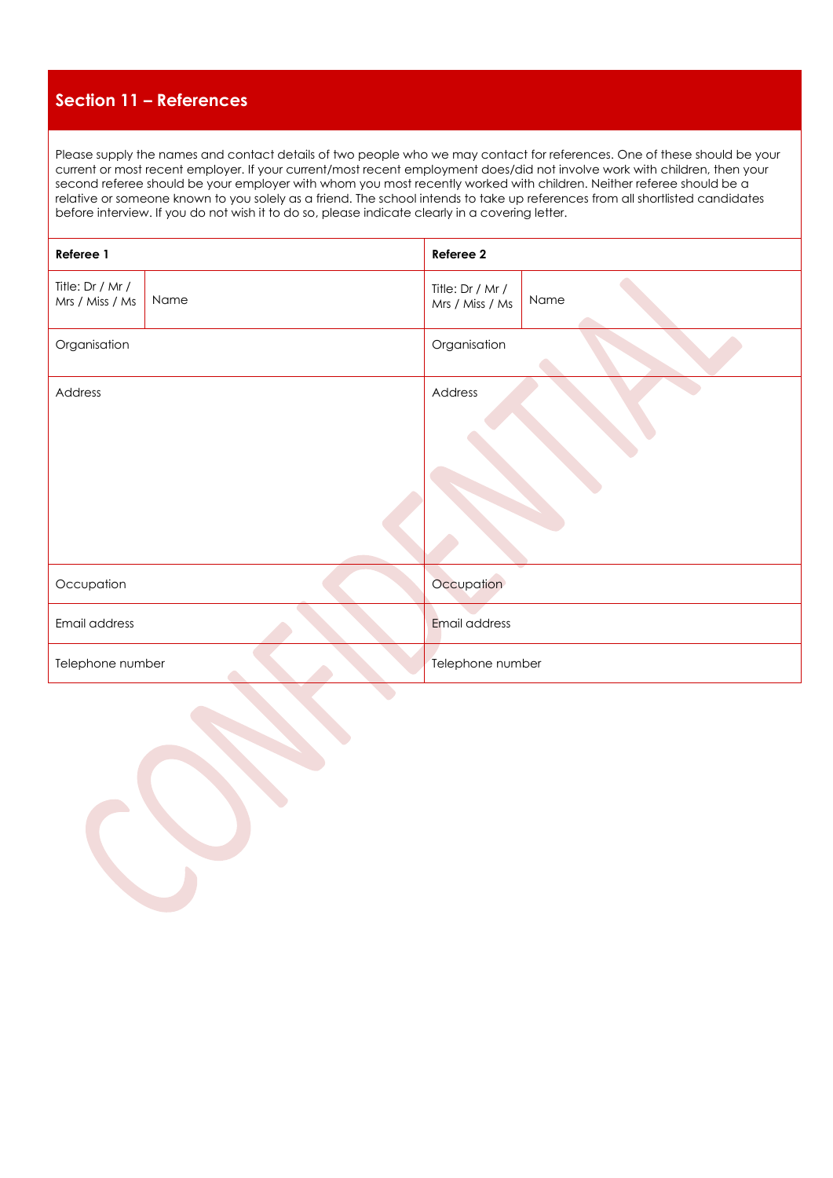## Section 11 – References

Please supply the names and contact details of two people who we may contact for references. One of these should be your current or most recent employer. If your current/most recent employment does/did not involve work with children, then your second referee should be your employer with whom you most recently worked with children. Neither referee should be a relative or someone known to you solely as a friend. The school intends to take up references from all shortlisted candidates before interview. If you do not wish it to do so, please indicate clearly in a covering letter.

| **Referee 1** | | **Referee 2** | |
|---|---|---|---|
| Title: Dr / Mr / Mrs / Miss / Ms | Name | Title: Dr / Mr / Mrs / Miss / Ms | Name |
| Organisation | | Organisation | |
| Address | | Address | |
| Occupation | | Occupation | |
| Email address | | Email address | |
| Telephone number | | Telephone number | |

CONFIDENTIAL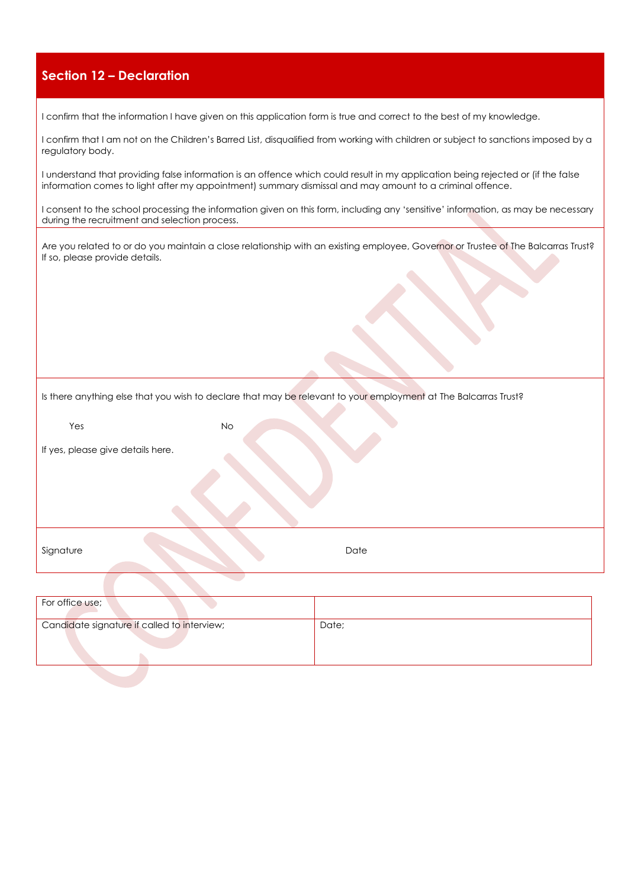## Section 12 – Declaration

I confirm that the information I have given on this application form is true and correct to the best of my knowledge.

I confirm that I am not on the Children's Barred List, disqualified from working with children or subject to sanctions imposed by a regulatory body.

I understand that providing false information is an offence which could result in my application being rejected or (if the false information comes to light after my appointment) summary dismissal and may amount to a criminal offence.

I consent to the school processing the information given on this form, including any 'sensitive' information, as may be necessary during the recruitment and selection process.

Are you related to or do you maintain a close relationship with an existing employee, Governor or Trustee of The Balcarras Trust? If so, please provide details.

Is there anything else that you wish to declare that may be relevant to your employment at The Balcarras Trust?

Yes No

If yes, please give details here.

Signature Date

| | |
|---|---|
| For office use; | |
| Candidate signature if called to interview; | Date; |